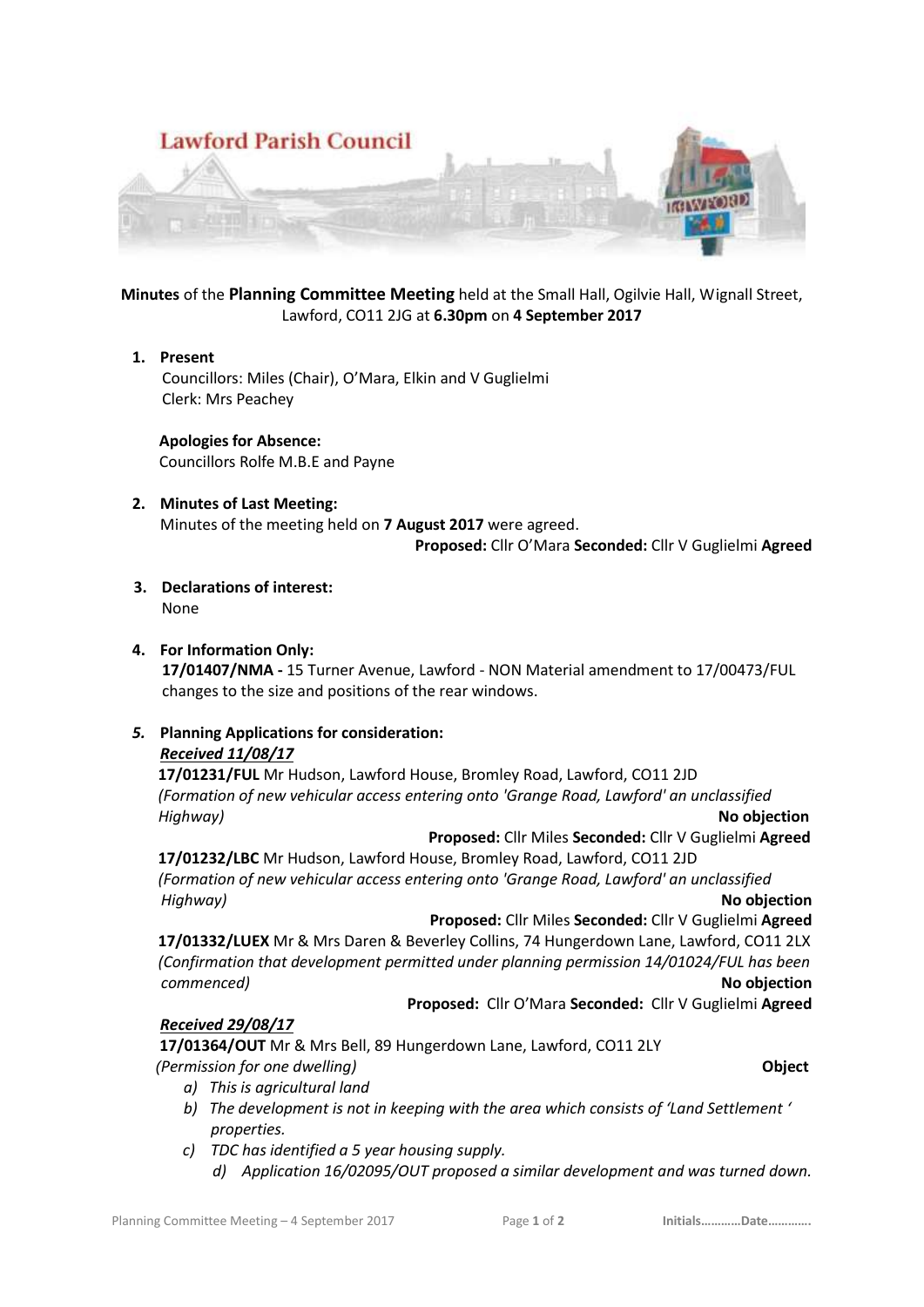# Lawford Parish Council

**Minutes** of the **Planning Committee Meeting** held at the Small Hall, Ogilvie Hall, Wignall Street, Lawford, CO11 2JG at **6.30pm** on **4 September 2017**

1. **Present**
   Councillors: Miles (Chair), O'Mara, Elkin and V Guglielmi
   Clerk: Mrs Peachey

   **Apologies for Absence:**
   Councillors Rolfe M.B.E and Payne

2. **Minutes of Last Meeting:**
   Minutes of the meeting held on **7 August 2017** were agreed.
   **Proposed:** Cllr O'Mara **Seconded:** Cllr V Guglielmi **Agreed**

3. **Declarations of interest:**
   None

4. **For Information Only:**
   **17/01407/NMA -** 15 Turner Avenue, Lawford - NON Material amendment to 17/00473/FUL changes to the size and positions of the rear windows.

5. **Planning Applications for consideration:**

   ***Received 11/08/17***

   **17/01231/FUL** Mr Hudson, Lawford House, Bromley Road, Lawford, CO11 2JD
   *(Formation of new vehicular access entering onto 'Grange Road, Lawford' an unclassified Highway)* **No objection**
   **Proposed:** Cllr Miles **Seconded:** Cllr V Guglielmi **Agreed**

   **17/01232/LBC** Mr Hudson, Lawford House, Bromley Road, Lawford, CO11 2JD
   *(Formation of new vehicular access entering onto 'Grange Road, Lawford' an unclassified Highway)* **No objection**
   **Proposed:** Cllr Miles **Seconded:** Cllr V Guglielmi **Agreed**

   **17/01332/LUEX** Mr & Mrs Daren & Beverley Collins, 74 Hungerdown Lane, Lawford, CO11 2LX
   *(Confirmation that development permitted under planning permission 14/01024/FUL has been commenced)* **No objection**
   **Proposed:** Cllr O'Mara **Seconded:** Cllr V Guglielmi **Agreed**

   ***Received 29/08/17***

   **17/01364/OUT** Mr & Mrs Bell, 89 Hungerdown Lane, Lawford, CO11 2LY
   *(Permission for one dwelling)* **Object**

   a) *This is agricultural land*
   b) *The development is not in keeping with the area which consists of 'Land Settlement ' properties.*
   c) *TDC has identified a 5 year housing supply.*
   d) *Application 16/02095/OUT proposed a similar development and was turned down.*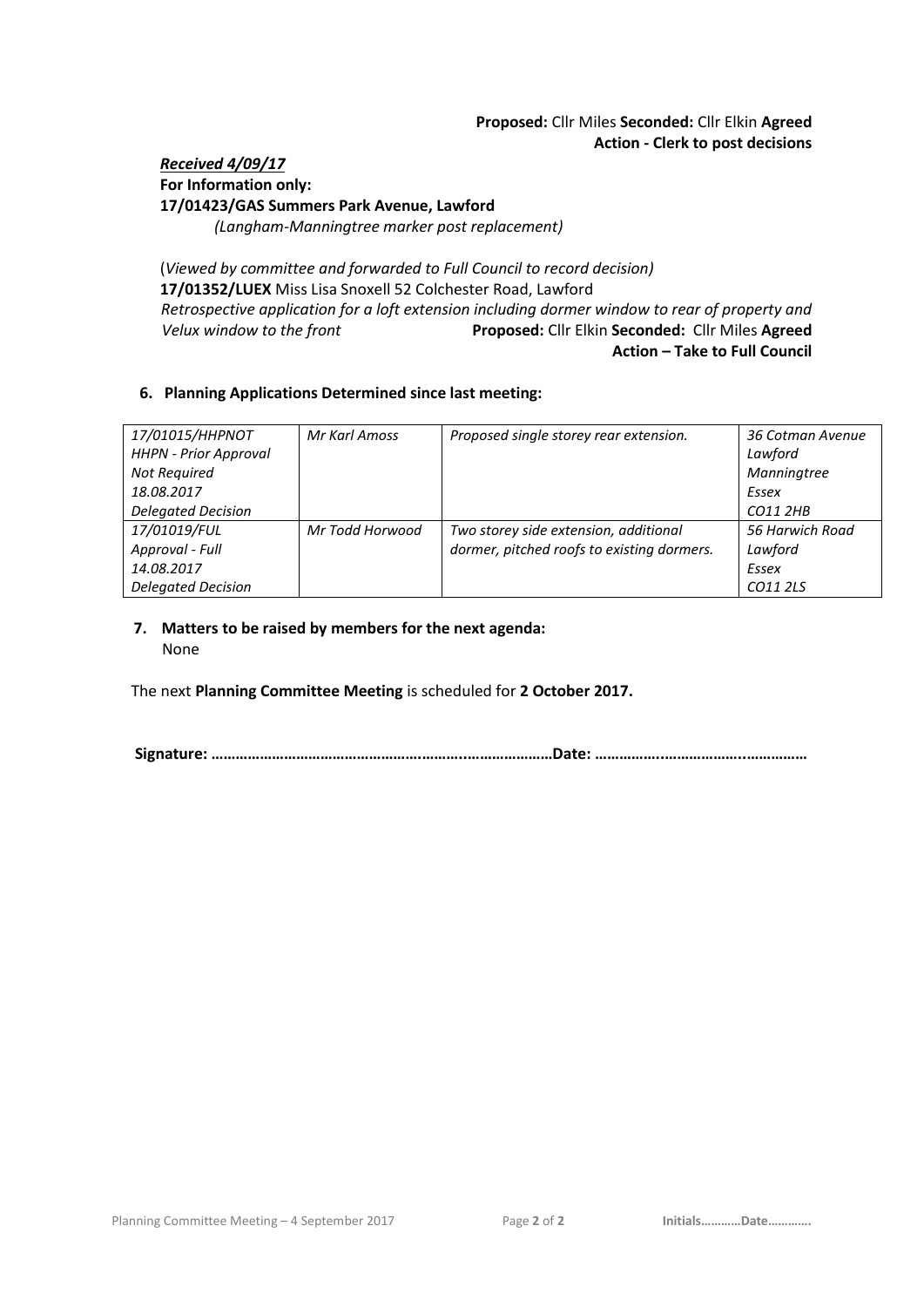**Proposed:** Cllr Miles **Seconded:** Cllr Elkin **Agreed**
**Action - Clerk to post decisions**

***Received 4/09/17***

**For Information only:**

**17/01423/GAS Summers Park Avenue, Lawford**

*(Langham-Manningtree marker post replacement)*

(*Viewed by committee and forwarded to Full Council to record decision)*

**17/01352/LUEX** Miss Lisa Snoxell 52 Colchester Road, Lawford

*Retrospective application for a loft extension including dormer window to rear of property and Velux window to the front* **Proposed:** Cllr Elkin **Seconded:** Cllr Miles **Agreed**

**Action – Take to Full Council**

## 6. Planning Applications Determined since last meeting:

| | | | |
|---|---|---|---|
| *17/01015/HHPNOT HHPN - Prior Approval Not Required 18.08.2017 Delegated Decision* | *Mr Karl Amoss* | *Proposed single storey rear extension.* | *36 Cotman Avenue Lawford Manningtree Essex CO11 2HB* |
| *17/01019/FUL Approval - Full 14.08.2017 Delegated Decision* | *Mr Todd Horwood* | *Two storey side extension, additional dormer, pitched roofs to existing dormers.* | *56 Harwich Road Lawford Essex CO11 2LS* |

## 7. Matters to be raised by members for the next agenda:

None

The next **Planning Committee Meeting** is scheduled for **2 October 2017.**

**Signature: ………………………………………………………..…………………Date: ……………..……………….……………**